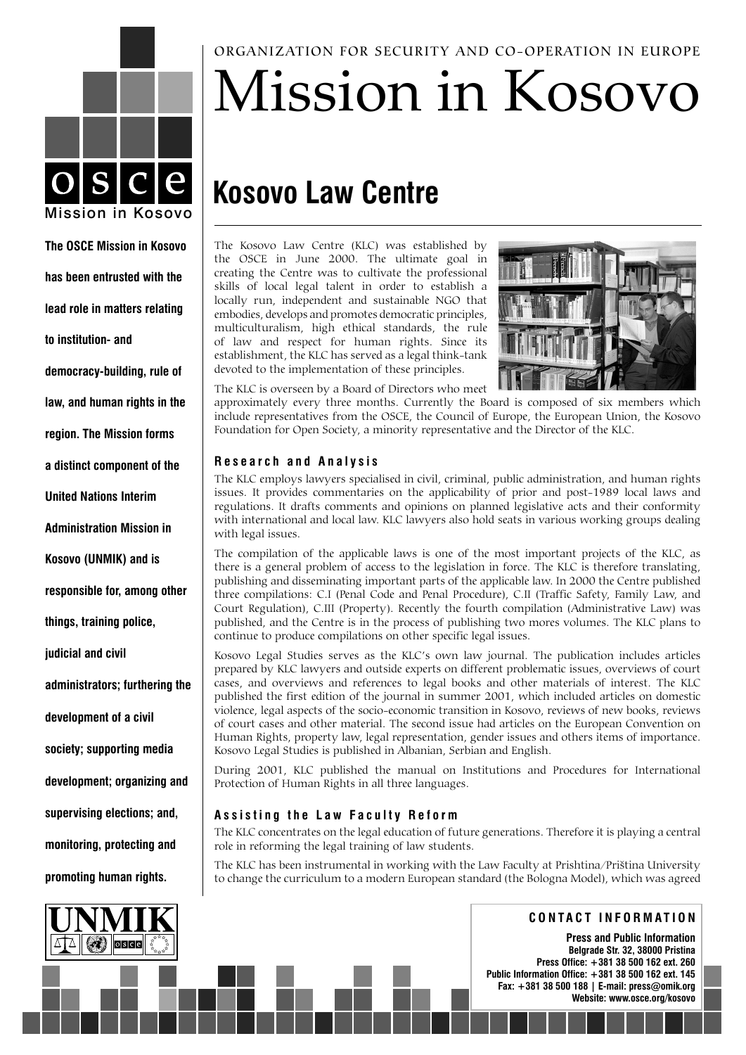ORGANIZATION FOR SECURITY AND CO-OPERATION IN EUROPE

# Mission in Kosovo

osce Mission in Kosovo

**The OSCE Mission in Kosovo has been entrusted with the lead role in matters relating to institution- and democracy-building, rule of law, and human rights in the region. The Mission forms a distinct component of the United Nations Interim Administration Mission in Kosovo (UNMIK) and is responsible for, among other things, training police, judicial and civil administrators; furthering the development of a civil society; supporting media development; organizing and supervising elections; and, monitoring, protecting and promoting human rights.**

## Kosovo Law Centre

The Kosovo Law Centre (KLC) was established by the OSCE in June 2000. The ultimate goal in creating the Centre was to cultivate the professional skills of local legal talent in order to establish a locally run, independent and sustainable NGO that embodies, develops and promotes democratic principles, multiculturalism, high ethical standards, the rule of law and respect for human rights. Since its establishment, the KLC has served as a legal think-tank devoted to the implementation of these principles.

The KLC is overseen by a Board of Directors who meet approximately every three months. Currently the Board is composed of six members which include representatives from the OSCE, the Council of Europe, the European Union, the Kosovo Foundation for Open Society, a minority representative and the Director of the KLC.

### Research and Analysis

The KLC employs lawyers specialised in civil, criminal, public administration, and human rights issues. It provides commentaries on the applicability of prior and post-1989 local laws and regulations. It drafts comments and opinions on planned legislative acts and their conformity with international and local law. KLC lawyers also hold seats in various working groups dealing with legal issues.

The compilation of the applicable laws is one of the most important projects of the KLC, as there is a general problem of access to the legislation in force. The KLC is therefore translating, publishing and disseminating important parts of the applicable law. In 2000 the Centre published three compilations: C.I (Penal Code and Penal Procedure), C.II (Traffic Safety, Family Law, and Court Regulation), C.III (Property). Recently the fourth compilation (Administrative Law) was published, and the Centre is in the process of publishing two mores volumes. The KLC plans to continue to produce compilations on other specific legal issues.

Kosovo Legal Studies serves as the KLC's own law journal. The publication includes articles prepared by KLC lawyers and outside experts on different problematic issues, overviews of court cases, and overviews and references to legal books and other materials of interest. The KLC published the first edition of the journal in summer 2001, which included articles on domestic violence, legal aspects of the socio-economic transition in Kosovo, reviews of new books, reviews of court cases and other material. The second issue had articles on the European Convention on Human Rights, property law, legal representation, gender issues and others items of importance. Kosovo Legal Studies is published in Albanian, Serbian and English.

During 2001, KLC published the manual on Institutions and Procedures for International Protection of Human Rights in all three languages.

### Assisting the Law Faculty Reform

The KLC concentrates on the legal education of future generations. Therefore it is playing a central role in reforming the legal training of law students.

The KLC has been instrumental in working with the Law Faculty at Prishtina/Priština University to change the curriculum to a modern European standard (the Bologna Model), which was agreed

UNMIK

**CONTACT INFORMATION**

**Press and Public Information**
**Belgrade Str. 32, 38000 Pristina**
**Press Office: +381 38 500 162 ext. 260**
**Public Information Office: +381 38 500 162 ext. 145**
**Fax: +381 38 500 188 | E-mail: press@omik.org**
**Website: www.osce.org/kosovo**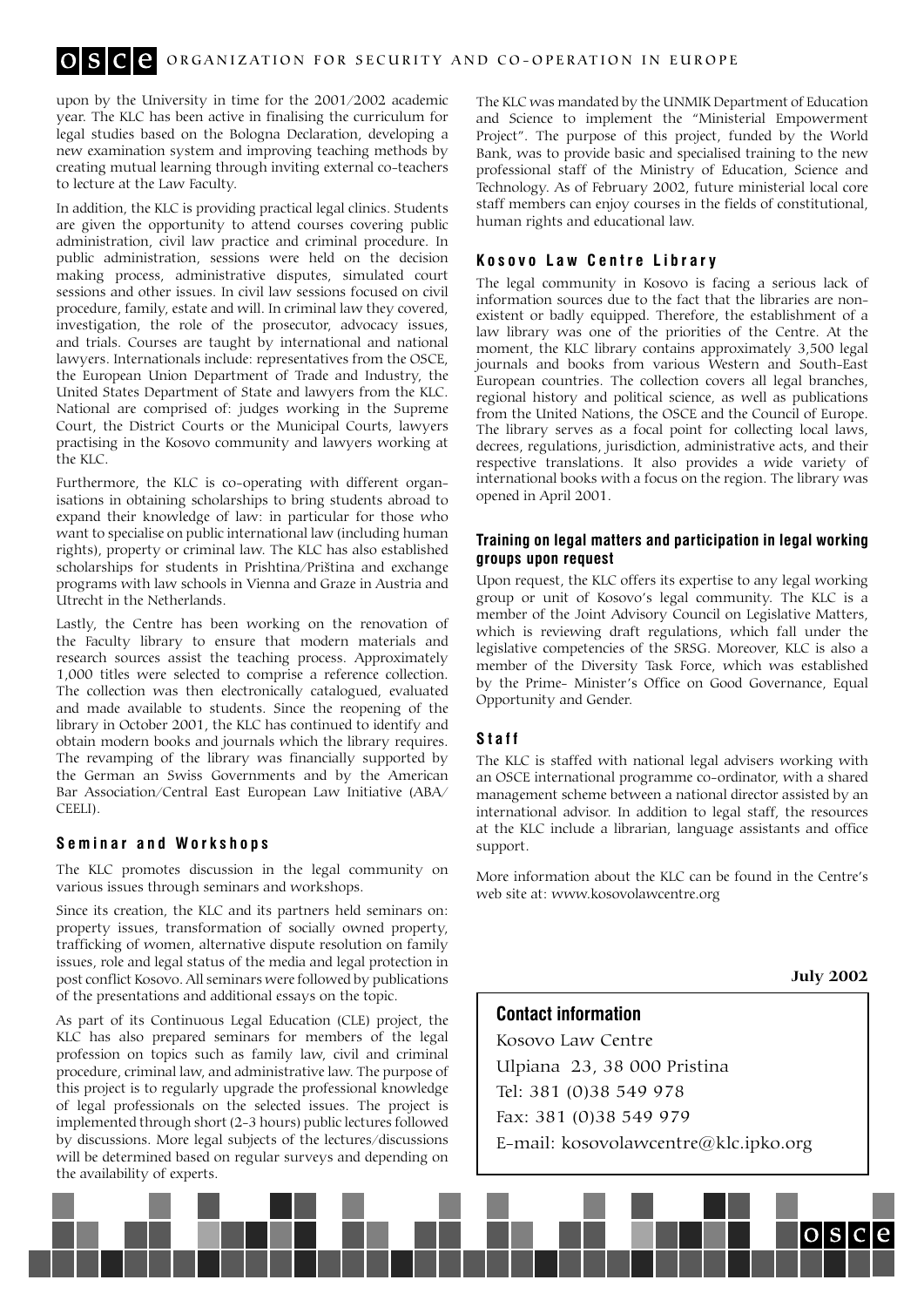upon by the University in time for the 2001/2002 academic year. The KLC has been active in finalising the curriculum for legal studies based on the Bologna Declaration, developing a new examination system and improving teaching methods by creating mutual learning through inviting external co-teachers to lecture at the Law Faculty.

In addition, the KLC is providing practical legal clinics. Students are given the opportunity to attend courses covering public administration, civil law practice and criminal procedure. In public administration, sessions were held on the decision making process, administrative disputes, simulated court sessions and other issues. In civil law sessions focused on civil procedure, family, estate and will. In criminal law they covered, investigation, the role of the prosecutor, advocacy issues, and trials. Courses are taught by international and national lawyers. Internationals include: representatives from the OSCE, the European Union Department of Trade and Industry, the United States Department of State and lawyers from the KLC. National are comprised of: judges working in the Supreme Court, the District Courts or the Municipal Courts, lawyers practising in the Kosovo community and lawyers working at the KLC.

Furthermore, the KLC is co-operating with different organisations in obtaining scholarships to bring students abroad to expand their knowledge of law: in particular for those who want to specialise on public international law (including human rights), property or criminal law. The KLC has also established scholarships for students in Prishtina/Priština and exchange programs with law schools in Vienna and Graze in Austria and Utrecht in the Netherlands.

Lastly, the Centre has been working on the renovation of the Faculty library to ensure that modern materials and research sources assist the teaching process. Approximately 1,000 titles were selected to comprise a reference collection. The collection was then electronically catalogued, evaluated and made available to students. Since the reopening of the library in October 2001, the KLC has continued to identify and obtain modern books and journals which the library requires. The revamping of the library was financially supported by the German an Swiss Governments and by the American Bar Association/Central East European Law Initiative (ABA/CEELI).

## Seminar and Workshops

The KLC promotes discussion in the legal community on various issues through seminars and workshops.

Since its creation, the KLC and its partners held seminars on: property issues, transformation of socially owned property, trafficking of women, alternative dispute resolution on family issues, role and legal status of the media and legal protection in post conflict Kosovo. All seminars were followed by publications of the presentations and additional essays on the topic.

As part of its Continuous Legal Education (CLE) project, the KLC has also prepared seminars for members of the legal profession on topics such as family law, civil and criminal procedure, criminal law, and administrative law. The purpose of this project is to regularly upgrade the professional knowledge of legal professionals on the selected issues. The project is implemented through short (2-3 hours) public lectures followed by discussions. More legal subjects of the lectures/discussions will be determined based on regular surveys and depending on the availability of experts.

The KLC was mandated by the UNMIK Department of Education and Science to implement the "Ministerial Empowerment Project". The purpose of this project, funded by the World Bank, was to provide basic and specialised training to the new professional staff of the Ministry of Education, Science and Technology. As of February 2002, future ministerial local core staff members can enjoy courses in the fields of constitutional, human rights and educational law.

## Kosovo Law Centre Library

The legal community in Kosovo is facing a serious lack of information sources due to the fact that the libraries are non-existent or badly equipped. Therefore, the establishment of a law library was one of the priorities of the Centre. At the moment, the KLC library contains approximately 3,500 legal journals and books from various Western and South-East European countries. The collection covers all legal branches, regional history and political science, as well as publications from the United Nations, the OSCE and the Council of Europe. The library serves as a focal point for collecting local laws, decrees, regulations, jurisdiction, administrative acts, and their respective translations. It also provides a wide variety of international books with a focus on the region. The library was opened in April 2001.

## Training on legal matters and participation in legal working groups upon request

Upon request, the KLC offers its expertise to any legal working group or unit of Kosovo's legal community. The KLC is a member of the Joint Advisory Council on Legislative Matters, which is reviewing draft regulations, which fall under the legislative competencies of the SRSG. Moreover, KLC is also a member of the Diversity Task Force, which was established by the Prime- Minister's Office on Good Governance, Equal Opportunity and Gender.

## Staff

The KLC is staffed with national legal advisers working with an OSCE international programme co-ordinator, with a shared management scheme between a national director assisted by an international advisor. In addition to legal staff, the resources at the KLC include a librarian, language assistants and office support.

More information about the KLC can be found in the Centre's web site at: www.kosovolawcentre.org

**July 2002**

### Contact information

Kosovo Law Centre
Ulpiana 23, 38 000 Pristina
Tel: 381 (0)38 549 978
Fax: 381 (0)38 549 979
E-mail: kosovolawcentre@klc.ipko.org